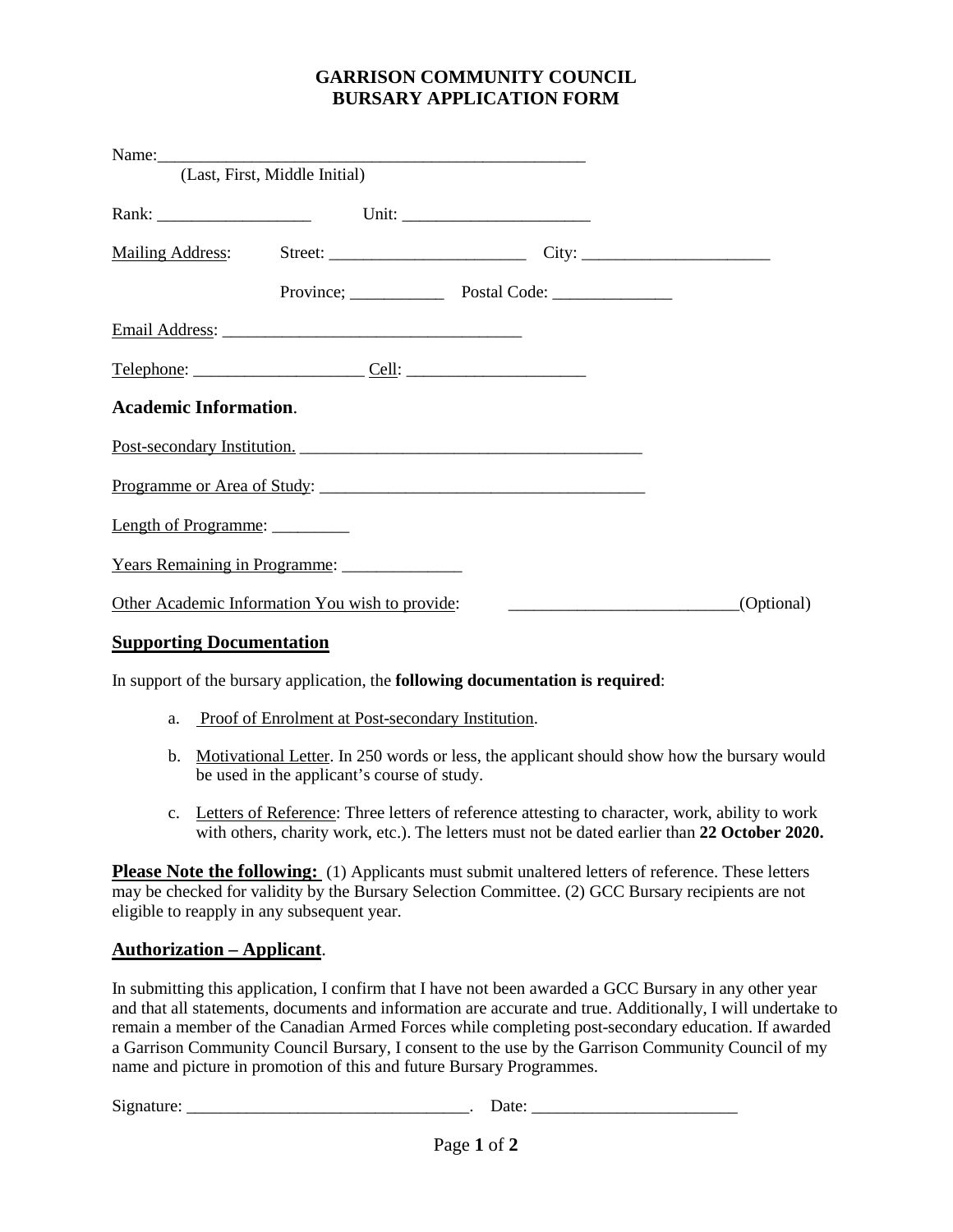# GARRISON COMMUNITY COUNCIL
# BURSARY APPLICATION FORM

Name:\_\_\_\_\_\_\_\_\_\_\_\_\_\_\_\_\_\_\_\_\_\_\_\_\_\_\_\_\_\_\_\_\_\_\_\_\_\_\_\_\_\_\_\_\_\_\_\_\_\_\_\_
(Last, First, Middle Initial)

Rank: \_\_\_\_\_\_\_\_\_\_\_\_\_\_\_\_\_\_ Unit: \_\_\_\_\_\_\_\_\_\_\_\_\_\_\_\_\_\_\_\_\_\_

Mailing Address: Street: \_\_\_\_\_\_\_\_\_\_\_\_\_\_\_\_\_\_\_\_\_\_\_ City: \_\_\_\_\_\_\_\_\_\_\_\_\_\_\_\_\_\_\_\_\_\_

Province; \_\_\_\_\_\_\_\_\_\_\_ Postal Code: \_\_\_\_\_\_\_\_\_\_\_\_\_\_

Email Address: \_\_\_\_\_\_\_\_\_\_\_\_\_\_\_\_\_\_\_\_\_\_\_\_\_\_\_\_\_\_\_\_\_\_\_

Telephone: \_\_\_\_\_\_\_\_\_\_\_\_\_\_\_\_\_\_\_\_ Cell: \_\_\_\_\_\_\_\_\_\_\_\_\_\_\_\_\_\_\_\_\_

## Academic Information.

Post-secondary Institution. \_\_\_\_\_\_\_\_\_\_\_\_\_\_\_\_\_\_\_\_\_\_\_\_\_\_\_\_\_\_\_\_\_\_\_\_\_\_\_\_\_

Programme or Area of Study: \_\_\_\_\_\_\_\_\_\_\_\_\_\_\_\_\_\_\_\_\_\_\_\_\_\_\_\_\_\_\_\_\_\_\_\_\_\_\_

Length of Programme: \_\_\_\_\_\_\_\_\_

Years Remaining in Programme: \_\_\_\_\_\_\_\_\_\_\_\_\_\_

Other Academic Information You wish to provide: \_\_\_\_\_\_\_\_\_\_\_\_\_\_\_\_\_\_\_\_\_\_\_\_\_\_\_(Optional)

## Supporting Documentation

In support of the bursary application, the **following documentation is required**:

a. Proof of Enrolment at Post-secondary Institution.

b. Motivational Letter. In 250 words or less, the applicant should show how the bursary would be used in the applicant's course of study.

c. Letters of Reference: Three letters of reference attesting to character, work, ability to work with others, charity work, etc.). The letters must not be dated earlier than **22 October 2020.**

**Please Note the following:** (1) Applicants must submit unaltered letters of reference. These letters may be checked for validity by the Bursary Selection Committee. (2) GCC Bursary recipients are not eligible to reapply in any subsequent year.

## Authorization – Applicant.

In submitting this application, I confirm that I have not been awarded a GCC Bursary in any other year and that all statements, documents and information are accurate and true. Additionally, I will undertake to remain a member of the Canadian Armed Forces while completing post-secondary education. If awarded a Garrison Community Council Bursary, I consent to the use by the Garrison Community Council of my name and picture in promotion of this and future Bursary Programmes.

Signature: \_\_\_\_\_\_\_\_\_\_\_\_\_\_\_\_\_\_\_\_\_\_\_\_\_\_\_\_\_\_\_\_\_. Date: \_\_\_\_\_\_\_\_\_\_\_\_\_\_\_\_\_\_\_\_\_\_\_\_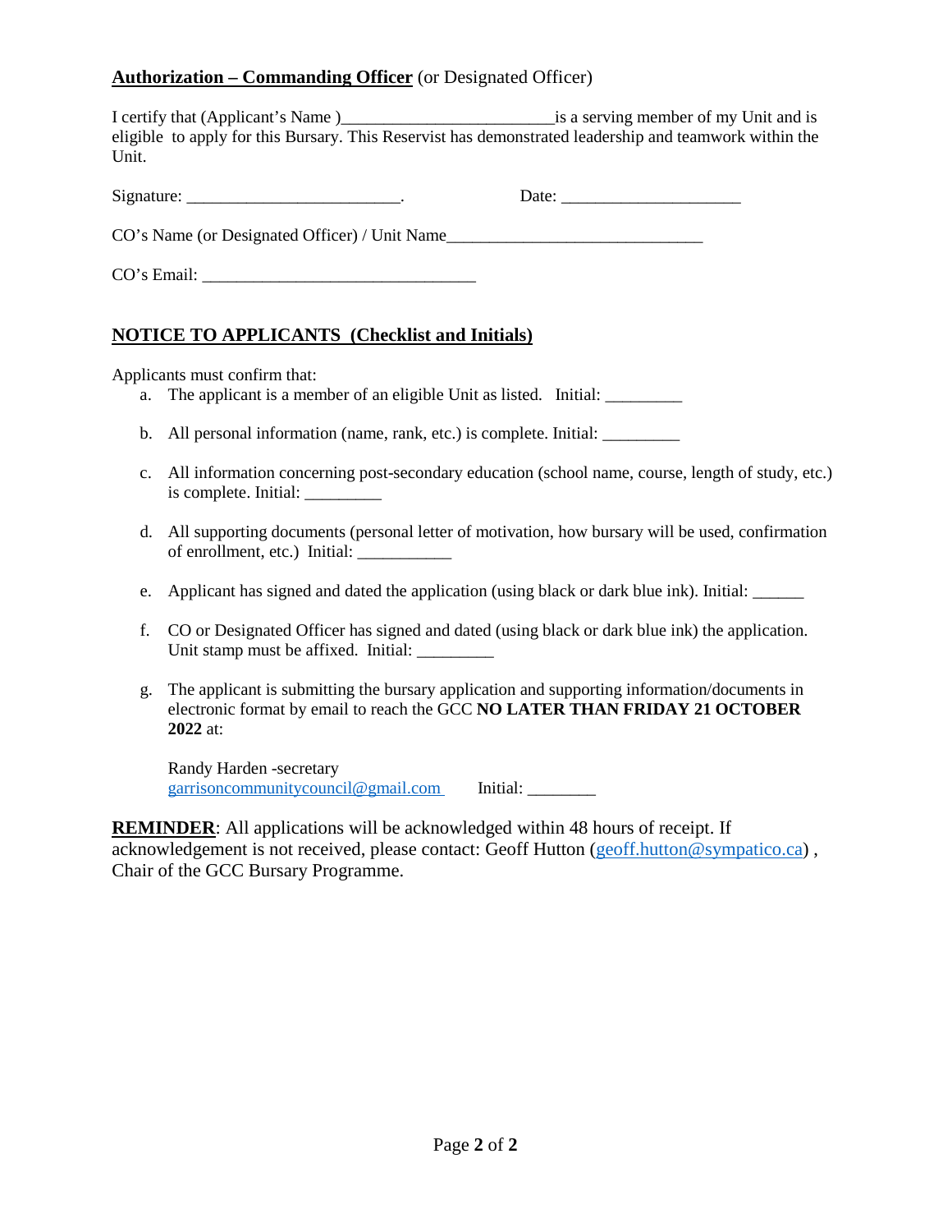**<u>Authorization – Commanding Officer</u>** (or Designated Officer)

I certify that (Applicant's Name )_________________________is a serving member of my Unit and is eligible to apply for this Bursary. This Reservist has demonstrated leadership and teamwork within the Unit.

Signature: ________________________. Date: _____________________

CO's Name (or Designated Officer) / Unit Name______________________________

CO's Email: ________________________________

## NOTICE TO APPLICANTS (Checklist and Initials)

Applicants must confirm that:

a. The applicant is a member of an eligible Unit as listed. Initial: _________

b. All personal information (name, rank, etc.) is complete. Initial: _________

c. All information concerning post-secondary education (school name, course, length of study, etc.) is complete. Initial: _________

d. All supporting documents (personal letter of motivation, how bursary will be used, confirmation of enrollment, etc.) Initial: ___________

e. Applicant has signed and dated the application (using black or dark blue ink). Initial: ______

f. CO or Designated Officer has signed and dated (using black or dark blue ink) the application. Unit stamp must be affixed. Initial: _________

g. The applicant is submitting the bursary application and supporting information/documents in electronic format by email to reach the GCC **NO LATER THAN FRIDAY 21 OCTOBER 2022** at:

   Randy Harden -secretary
   garrisoncommunitycouncil@gmail.com Initial: ________

**<u>REMINDER</u>**: All applications will be acknowledged within 48 hours of receipt. If acknowledgement is not received, please contact: Geoff Hutton (geoff.hutton@sympatico.ca) , Chair of the GCC Bursary Programme.